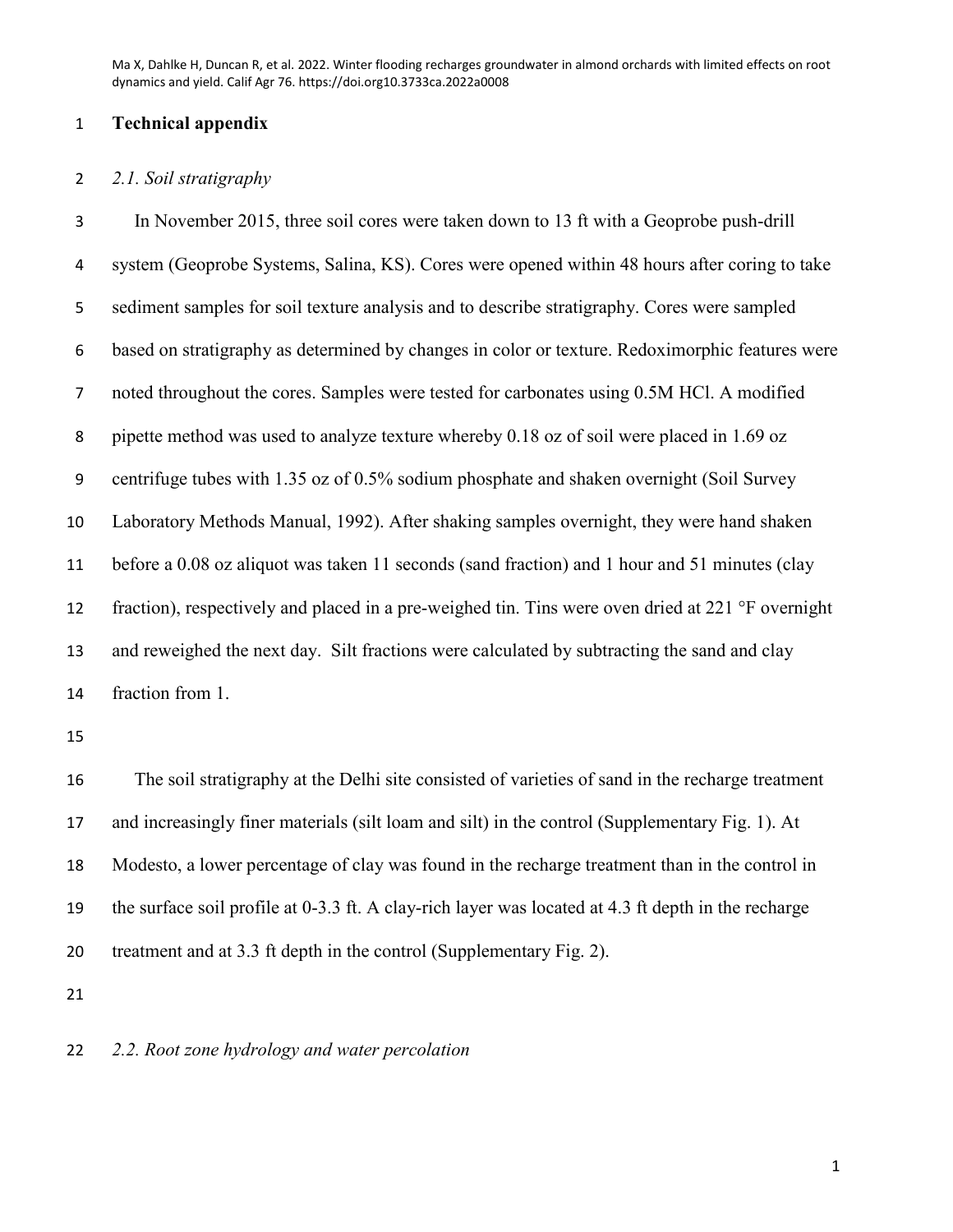# Technical appendix

## *2.1. Soil stratigraphy*

In November 2015, three soil cores were taken down to 13 ft with a Geoprobe push-drill system (Geoprobe Systems, Salina, KS). Cores were opened within 48 hours after coring to take sediment samples for soil texture analysis and to describe stratigraphy. Cores were sampled based on stratigraphy as determined by changes in color or texture. Redoximorphic features were noted throughout the cores. Samples were tested for carbonates using 0.5M HCl. A modified pipette method was used to analyze texture whereby 0.18 oz of soil were placed in 1.69 oz centrifuge tubes with 1.35 oz of 0.5% sodium phosphate and shaken overnight (Soil Survey Laboratory Methods Manual, 1992). After shaking samples overnight, they were hand shaken before a 0.08 oz aliquot was taken 11 seconds (sand fraction) and 1 hour and 51 minutes (clay fraction), respectively and placed in a pre-weighed tin. Tins were oven dried at 221 °F overnight and reweighed the next day. Silt fractions were calculated by subtracting the sand and clay fraction from 1.

The soil stratigraphy at the Delhi site consisted of varieties of sand in the recharge treatment and increasingly finer materials (silt loam and silt) in the control (Supplementary Fig. 1). At Modesto, a lower percentage of clay was found in the recharge treatment than in the control in the surface soil profile at 0-3.3 ft. A clay-rich layer was located at 4.3 ft depth in the recharge treatment and at 3.3 ft depth in the control (Supplementary Fig. 2).

## *2.2. Root zone hydrology and water percolation*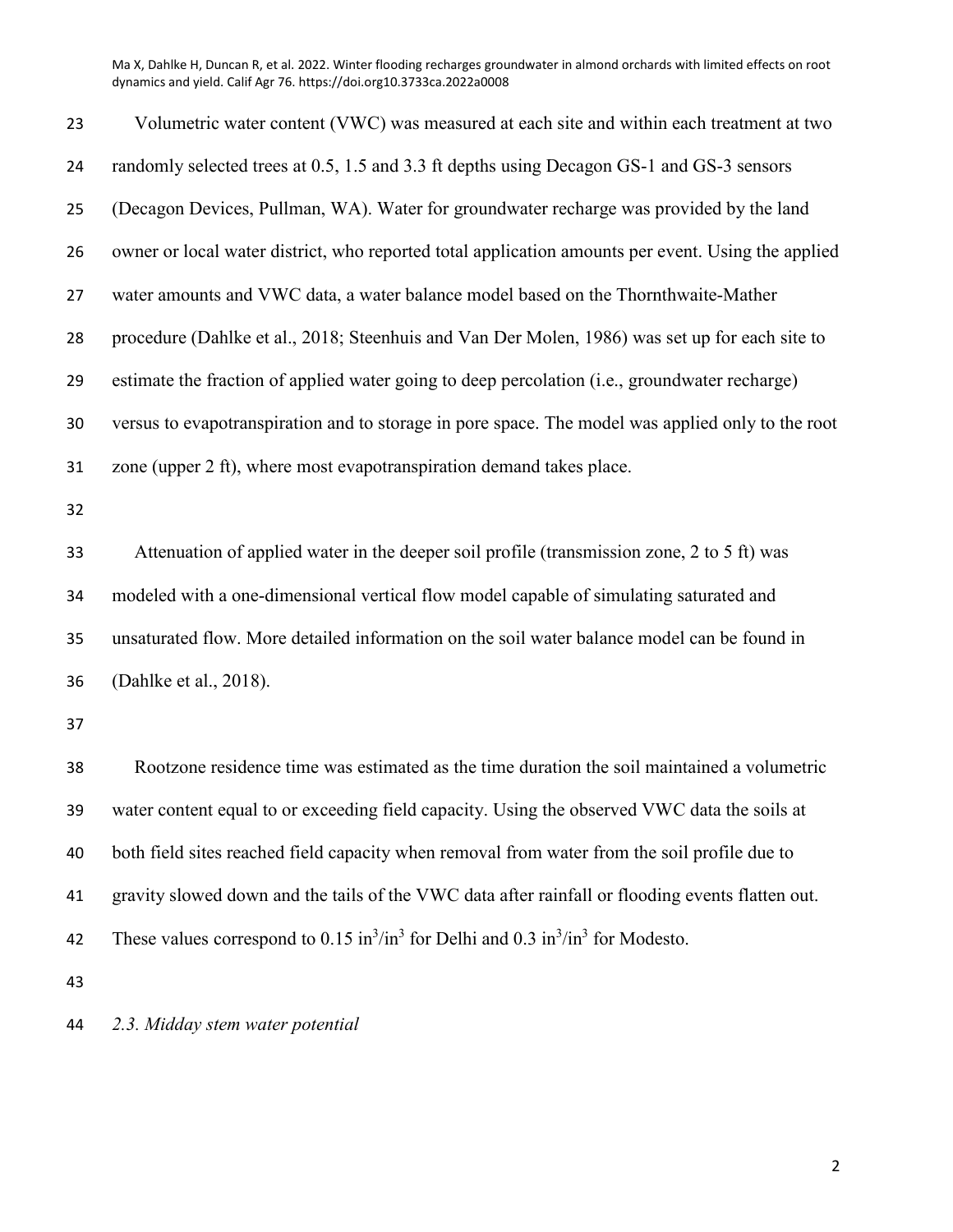Volumetric water content (VWC) was measured at each site and within each treatment at two randomly selected trees at 0.5, 1.5 and 3.3 ft depths using Decagon GS-1 and GS-3 sensors (Decagon Devices, Pullman, WA). Water for groundwater recharge was provided by the land owner or local water district, who reported total application amounts per event. Using the applied water amounts and VWC data, a water balance model based on the Thornthwaite-Mather procedure (Dahlke et al., 2018; Steenhuis and Van Der Molen, 1986) was set up for each site to estimate the fraction of applied water going to deep percolation (i.e., groundwater recharge) versus to evapotranspiration and to storage in pore space. The model was applied only to the root zone (upper 2 ft), where most evapotranspiration demand takes place.

Attenuation of applied water in the deeper soil profile (transmission zone, 2 to 5 ft) was modeled with a one-dimensional vertical flow model capable of simulating saturated and unsaturated flow. More detailed information on the soil water balance model can be found in (Dahlke et al., 2018).

Rootzone residence time was estimated as the time duration the soil maintained a volumetric water content equal to or exceeding field capacity. Using the observed VWC data the soils at both field sites reached field capacity when removal from water from the soil profile due to gravity slowed down and the tails of the VWC data after rainfall or flooding events flatten out. These values correspond to 0.15 $in^3/in^3$ for Delhi and 0.3 $in^3/in^3$ for Modesto.

### *2.3. Midday stem water potential*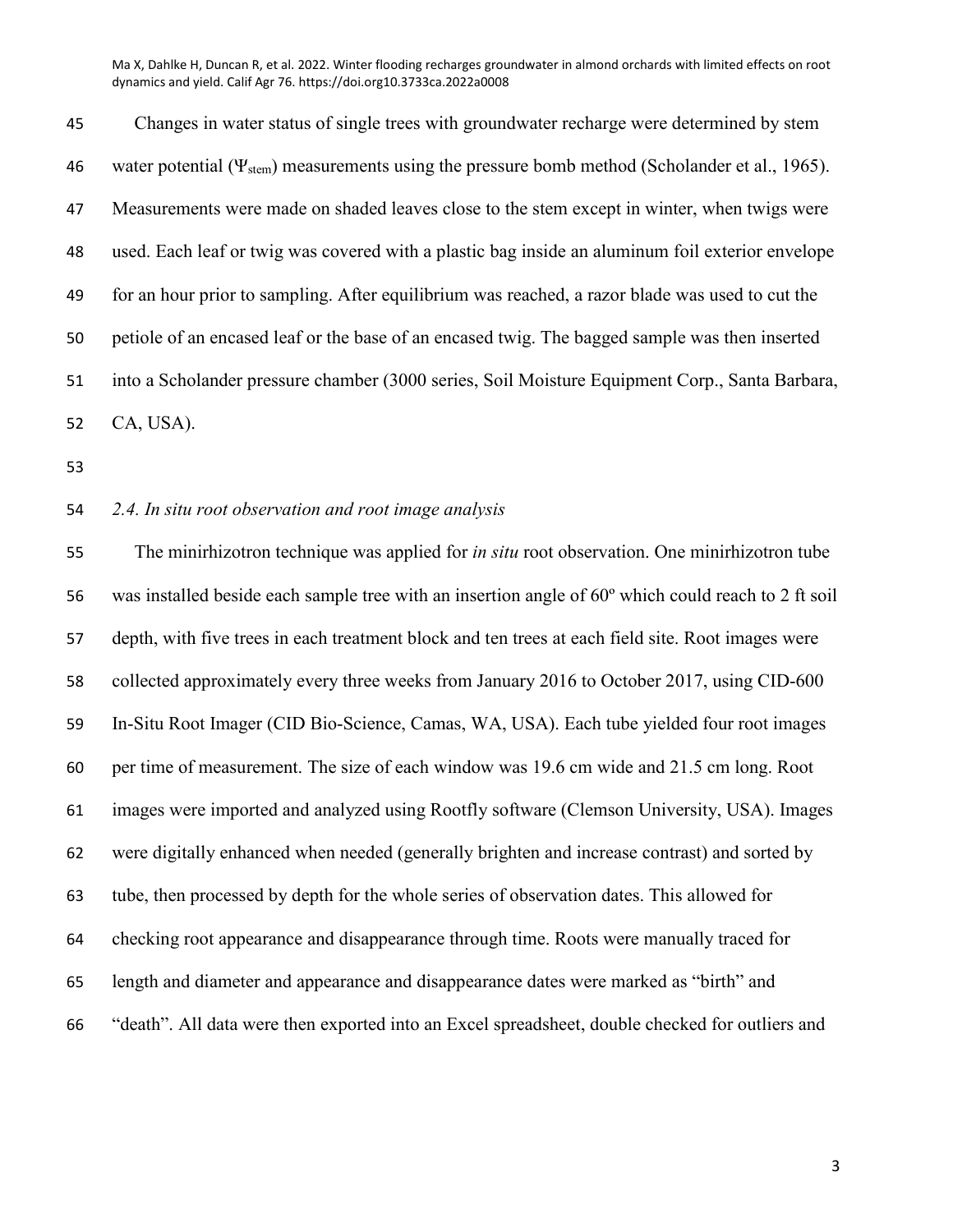Changes in water status of single trees with groundwater recharge were determined by stem water potential ($\Psi_{stem}$) measurements using the pressure bomb method (Scholander et al., 1965). Measurements were made on shaded leaves close to the stem except in winter, when twigs were used. Each leaf or twig was covered with a plastic bag inside an aluminum foil exterior envelope for an hour prior to sampling. After equilibrium was reached, a razor blade was used to cut the petiole of an encased leaf or the base of an encased twig. The bagged sample was then inserted into a Scholander pressure chamber (3000 series, Soil Moisture Equipment Corp., Santa Barbara, CA, USA).

### *2.4. In situ root observation and root image analysis*

The minirhizotron technique was applied for *in situ* root observation. One minirhizotron tube was installed beside each sample tree with an insertion angle of 60º which could reach to 2 ft soil depth, with five trees in each treatment block and ten trees at each field site. Root images were collected approximately every three weeks from January 2016 to October 2017, using CID-600 In-Situ Root Imager (CID Bio-Science, Camas, WA, USA). Each tube yielded four root images per time of measurement. The size of each window was 19.6 cm wide and 21.5 cm long. Root images were imported and analyzed using Rootfly software (Clemson University, USA). Images were digitally enhanced when needed (generally brighten and increase contrast) and sorted by tube, then processed by depth for the whole series of observation dates. This allowed for checking root appearance and disappearance through time. Roots were manually traced for length and diameter and appearance and disappearance dates were marked as "birth" and "death". All data were then exported into an Excel spreadsheet, double checked for outliers and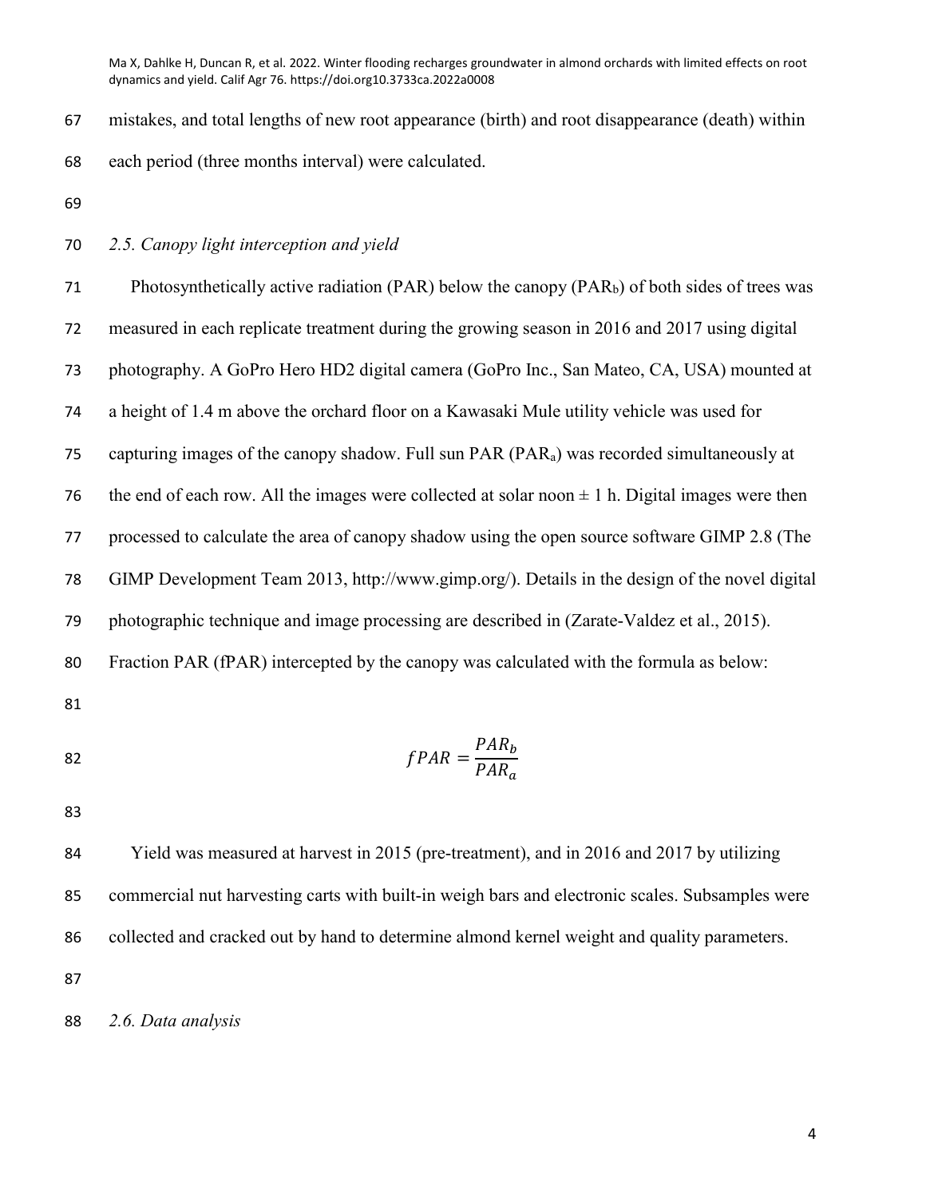mistakes, and total lengths of new root appearance (birth) and root disappearance (death) within each period (three months interval) were calculated.

*2.5. Canopy light interception and yield*

Photosynthetically active radiation (PAR) below the canopy ($PAR_b$) of both sides of trees was measured in each replicate treatment during the growing season in 2016 and 2017 using digital photography. A GoPro Hero HD2 digital camera (GoPro Inc., San Mateo, CA, USA) mounted at a height of 1.4 m above the orchard floor on a Kawasaki Mule utility vehicle was used for capturing images of the canopy shadow. Full sun PAR ($PAR_a$) was recorded simultaneously at the end of each row. All the images were collected at solar noon ± 1 h. Digital images were then processed to calculate the area of canopy shadow using the open source software GIMP 2.8 (The GIMP Development Team 2013, http://www.gimp.org/). Details in the design of the novel digital photographic technique and image processing are described in (Zarate-Valdez et al., 2015). Fraction PAR (fPAR) intercepted by the canopy was calculated with the formula as below:

$$fPAR = \frac{PAR_b}{PAR_a}$$

Yield was measured at harvest in 2015 (pre-treatment), and in 2016 and 2017 by utilizing commercial nut harvesting carts with built-in weigh bars and electronic scales. Subsamples were collected and cracked out by hand to determine almond kernel weight and quality parameters.

*2.6. Data analysis*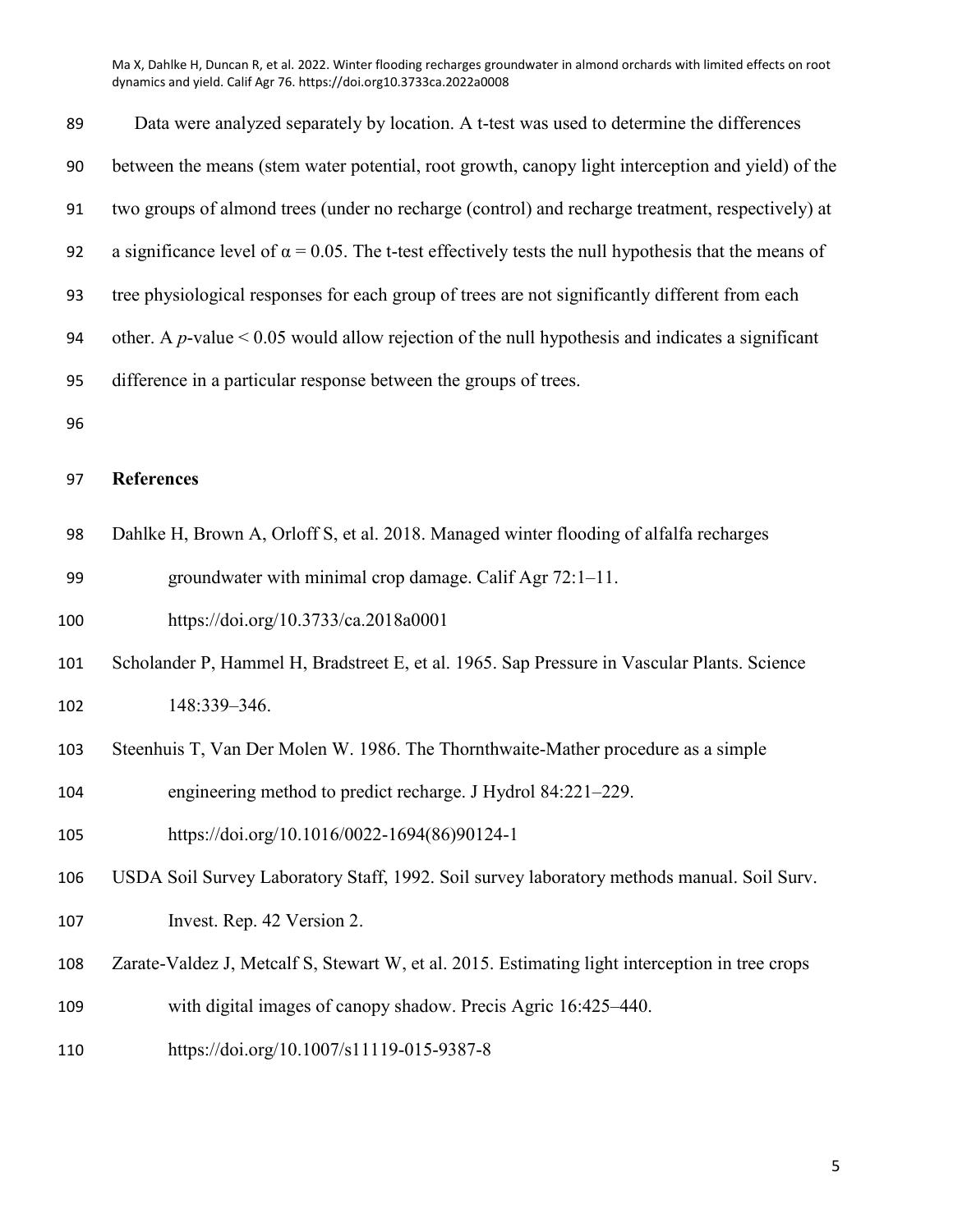Data were analyzed separately by location. A t-test was used to determine the differences between the means (stem water potential, root growth, canopy light interception and yield) of the two groups of almond trees (under no recharge (control) and recharge treatment, respectively) at a significance level of $\alpha = 0.05$. The t-test effectively tests the null hypothesis that the means of tree physiological responses for each group of trees are not significantly different from each other. A $p$-value $< 0.05$ would allow rejection of the null hypothesis and indicates a significant difference in a particular response between the groups of trees.

## References

Dahlke H, Brown A, Orloff S, et al. 2018. Managed winter flooding of alfalfa recharges groundwater with minimal crop damage. Calif Agr 72:1–11. https://doi.org/10.3733/ca.2018a0001

Scholander P, Hammel H, Bradstreet E, et al. 1965. Sap Pressure in Vascular Plants. Science 148:339–346.

Steenhuis T, Van Der Molen W. 1986. The Thornthwaite-Mather procedure as a simple engineering method to predict recharge. J Hydrol 84:221–229. https://doi.org/10.1016/0022-1694(86)90124-1

USDA Soil Survey Laboratory Staff, 1992. Soil survey laboratory methods manual. Soil Surv. Invest. Rep. 42 Version 2.

Zarate-Valdez J, Metcalf S, Stewart W, et al. 2015. Estimating light interception in tree crops with digital images of canopy shadow. Precis Agric 16:425–440. https://doi.org/10.1007/s11119-015-9387-8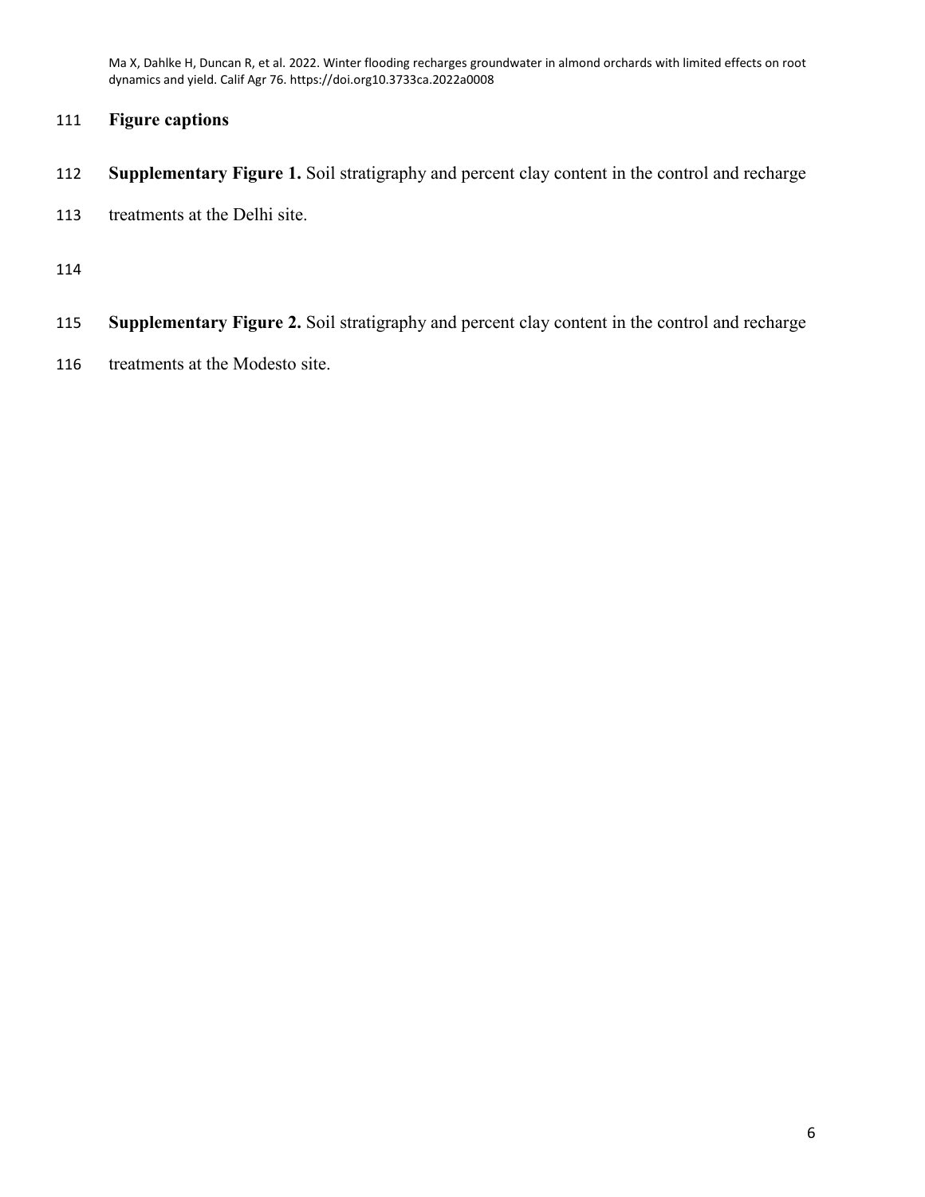## Figure captions

**Supplementary Figure 1.** Soil stratigraphy and percent clay content in the control and recharge treatments at the Delhi site.

**Supplementary Figure 2.** Soil stratigraphy and percent clay content in the control and recharge treatments at the Modesto site.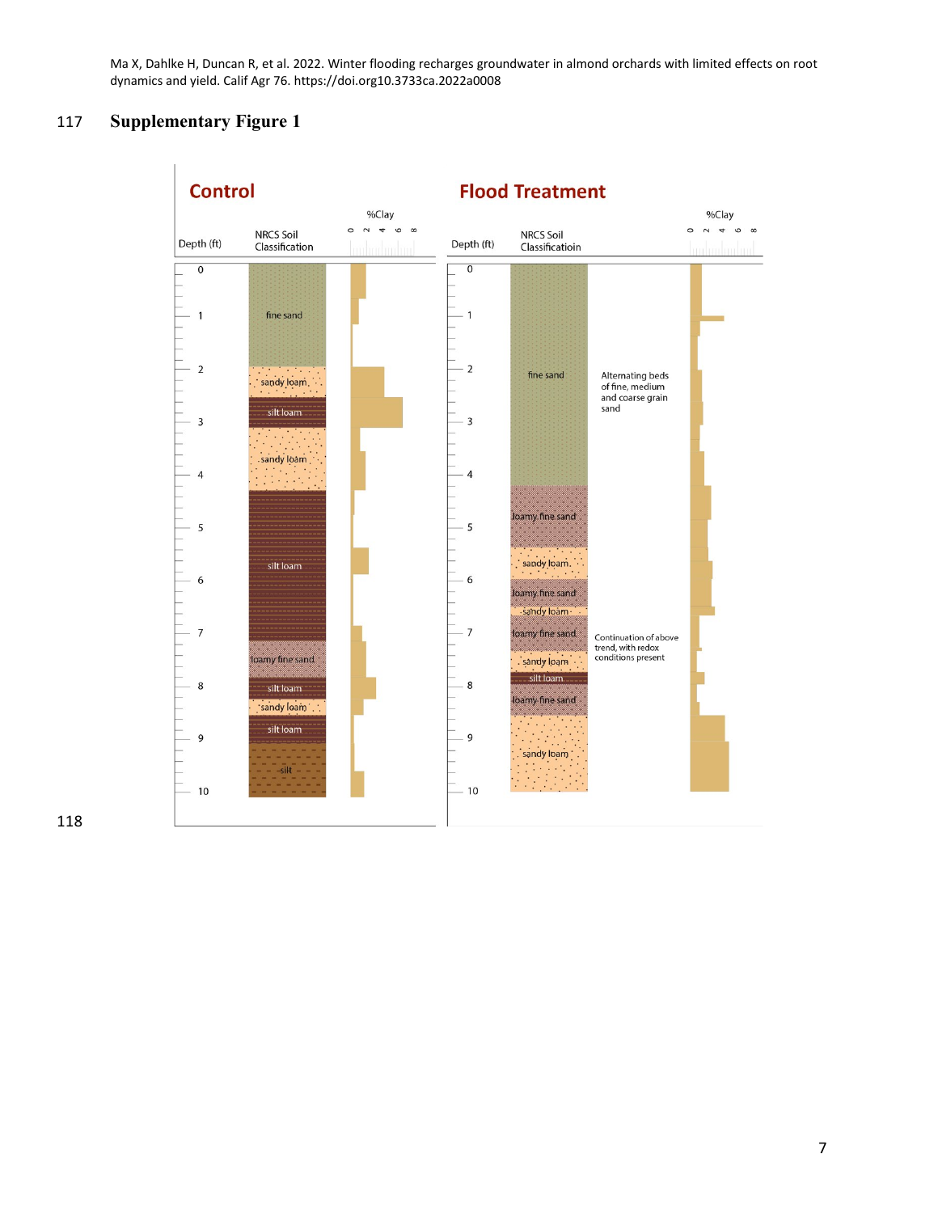Ma X, Dahlke H, Duncan R, et al. 2022. Winter flooding recharges groundwater in almond orchards with limited effects on root dynamics and yield. Calif Agr 76. https://doi.org10.3733ca.2022a0008

117 **Supplementary Figure 1**

118

**Control**

| Depth (ft) | NRCS Soil Classification |
|---|---|
| 0–2 | fine sand |
| 2–2.6 | sandy loam |
| 2.6–3.1 | silt loam |
| 3.1–4.3 | sandy loam |
| 4.3–7.1 | silt loam |
| 7.1–7.8 | loamy fine sand |
| 7.8–8.2 | silt loam |
| 8.2–8.5 | sandy loam |
| 8.5–9 | silt loam |
| 9–10 | silt |

**Flood Treatment**

| Depth (ft) | NRCS Soil Classificatioin | Notes |
|---|---|---|
| 0–4.2 | fine sand | Alternating beds of fine, medium and coarse grain sand |
| 4.2–5.4 | loamy fine sand | |
| 5.4–6 | sandy loam | |
| 6–6.5 | loamy fine sand | |
| 6.5–6.7 | sandy loam | |
| 6.7–7.3 | loamy fine sand | Continuation of above trend, with redox conditions present |
| 7.3–7.8 | sandy loam | |
| 7.8–8 | silt loam | |
| 8–8.6 | loamy fine sand | |
| 8.6–10 | sandy loam | |

%Clay axis: 0, 2, 4, 6, 8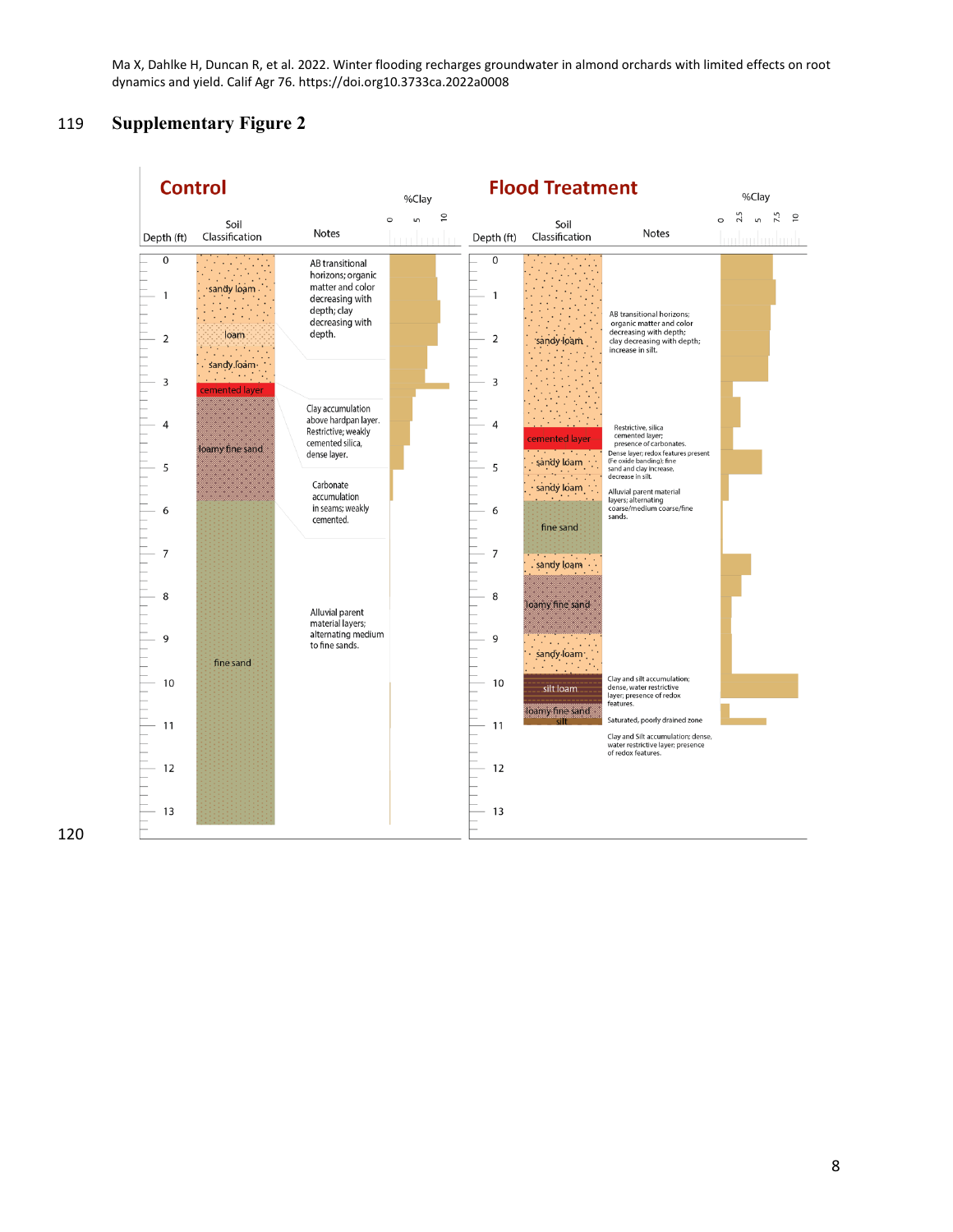Ma X, Dahlke H, Duncan R, et al. 2022. Winter flooding recharges groundwater in almond orchards with limited effects on root dynamics and yield. Calif Agr 76. https://doi.org10.3733ca.2022a0008

119 **Supplementary Figure 2**

**Control**

Depth (ft)
Soil Classification
Notes
%Clay
0 5 10

0 1 2 3 4 5 6 7 8 9 10 11 12 13

sandy loam
loam
sandy loam
cemented layer
loamy fine sand
fine sand

AB transitional horizons; organic matter and color decreasing with depth; clay decreasing with depth.

Clay accumulation above hardpan layer. Restrictive; weakly cemented silica, dense layer.

Carbonate accumulation in seams; weakly cemented.

Alluvial parent material layers; alternating medium to fine sands.

**Flood Treatment**

Depth (ft)
Soil Classification
Notes
%Clay
0 2.5 5 7.5 10

0 1 2 3 4 5 6 7 8 9 10 11 12 13

sandy loam
cemented layer
sandy loam
sandy loam
fine sand
sandy loam
loamy fine sand
sandy loam
silt loam
loamy fine sand
silt

AB transitional horizons; organic matter and color decreasing with depth; clay decreasing with depth; increase in silt.

Restrictive, silica cemented layer; presence of carbonates.

Dense layer; redox features present (Fe oxide banding); fine sand and clay increase, decrease in silt.

Alluvial parent material layers; alternating coarse/medium coarse/fine sands.

Clay and silt accumulation; dense, water restrictive layer; presence of redox features.

Saturated, poorly drained zone

Clay and Silt accumulation: dense, water restrictive layer; presence of redox features.

120